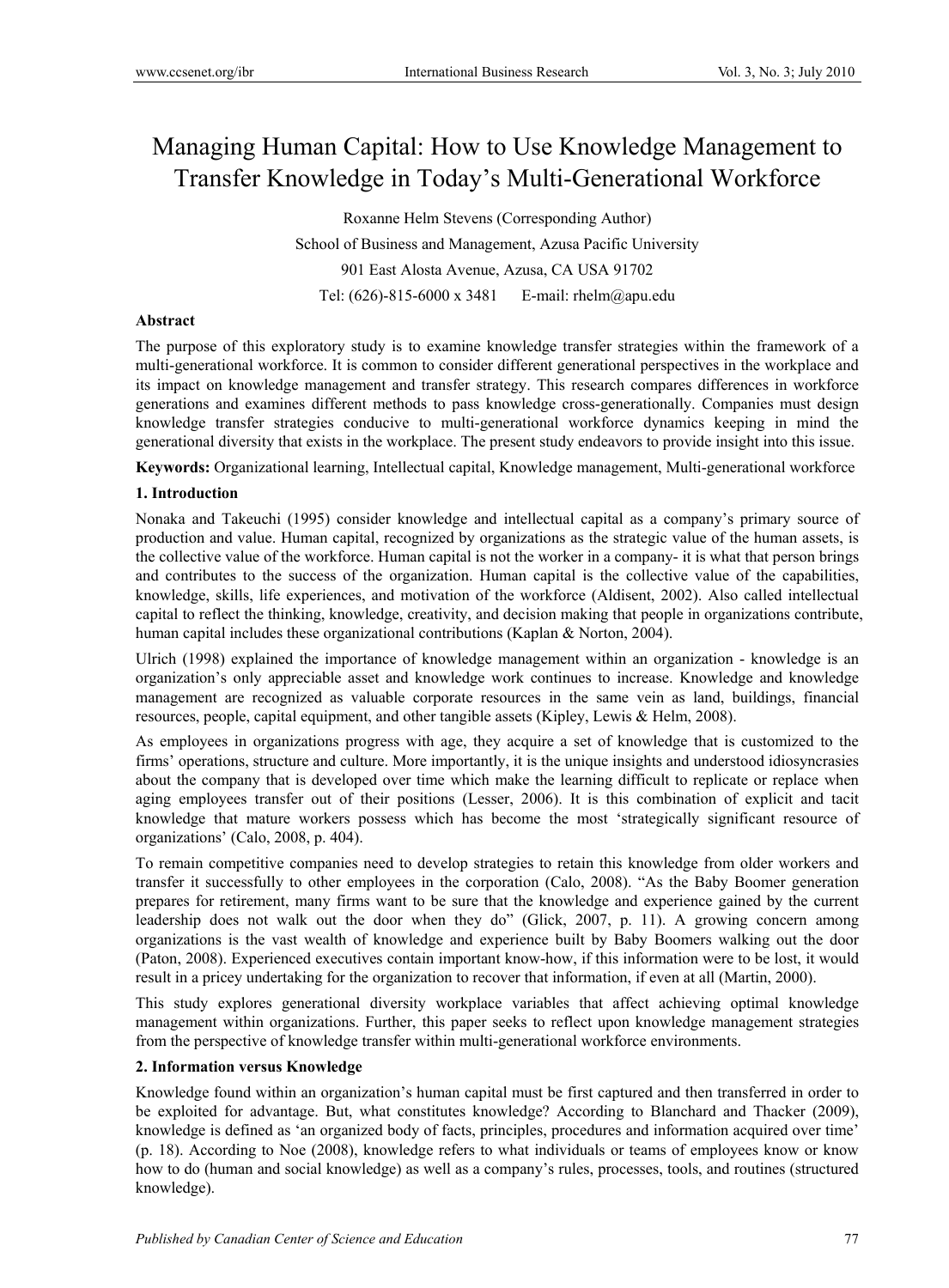# Managing Human Capital: How to Use Knowledge Management to Transfer Knowledge in Today's Multi-Generational Workforce

Roxanne Helm Stevens (Corresponding Author)

School of Business and Management, Azusa Pacific University

901 East Alosta Avenue, Azusa, CA USA 91702

Tel: (626)-815-6000 x 3481 E-mail: rhelm@apu.edu

**Abstract**

The purpose of this exploratory study is to examine knowledge transfer strategies within the framework of a multi-generational workforce. It is common to consider different generational perspectives in the workplace and its impact on knowledge management and transfer strategy. This research compares differences in workforce generations and examines different methods to pass knowledge cross-generationally. Companies must design knowledge transfer strategies conducive to multi-generational workforce dynamics keeping in mind the generational diversity that exists in the workplace. The present study endeavors to provide insight into this issue.

**Keywords:** Organizational learning, Intellectual capital, Knowledge management, Multi-generational workforce

## 1. Introduction

Nonaka and Takeuchi (1995) consider knowledge and intellectual capital as a company's primary source of production and value. Human capital, recognized by organizations as the strategic value of the human assets, is the collective value of the workforce. Human capital is not the worker in a company- it is what that person brings and contributes to the success of the organization. Human capital is the collective value of the capabilities, knowledge, skills, life experiences, and motivation of the workforce (Aldisent, 2002). Also called intellectual capital to reflect the thinking, knowledge, creativity, and decision making that people in organizations contribute, human capital includes these organizational contributions (Kaplan & Norton, 2004).

Ulrich (1998) explained the importance of knowledge management within an organization - knowledge is an organization's only appreciable asset and knowledge work continues to increase. Knowledge and knowledge management are recognized as valuable corporate resources in the same vein as land, buildings, financial resources, people, capital equipment, and other tangible assets (Kipley, Lewis & Helm, 2008).

As employees in organizations progress with age, they acquire a set of knowledge that is customized to the firms' operations, structure and culture. More importantly, it is the unique insights and understood idiosyncrasies about the company that is developed over time which make the learning difficult to replicate or replace when aging employees transfer out of their positions (Lesser, 2006). It is this combination of explicit and tacit knowledge that mature workers possess which has become the most 'strategically significant resource of organizations' (Calo, 2008, p. 404).

To remain competitive companies need to develop strategies to retain this knowledge from older workers and transfer it successfully to other employees in the corporation (Calo, 2008). "As the Baby Boomer generation prepares for retirement, many firms want to be sure that the knowledge and experience gained by the current leadership does not walk out the door when they do" (Glick, 2007, p. 11). A growing concern among organizations is the vast wealth of knowledge and experience built by Baby Boomers walking out the door (Paton, 2008). Experienced executives contain important know-how, if this information were to be lost, it would result in a pricey undertaking for the organization to recover that information, if even at all (Martin, 2000).

This study explores generational diversity workplace variables that affect achieving optimal knowledge management within organizations. Further, this paper seeks to reflect upon knowledge management strategies from the perspective of knowledge transfer within multi-generational workforce environments.

## 2. Information versus Knowledge

Knowledge found within an organization's human capital must be first captured and then transferred in order to be exploited for advantage. But, what constitutes knowledge? According to Blanchard and Thacker (2009), knowledge is defined as 'an organized body of facts, principles, procedures and information acquired over time' (p. 18). According to Noe (2008), knowledge refers to what individuals or teams of employees know or know how to do (human and social knowledge) as well as a company's rules, processes, tools, and routines (structured knowledge).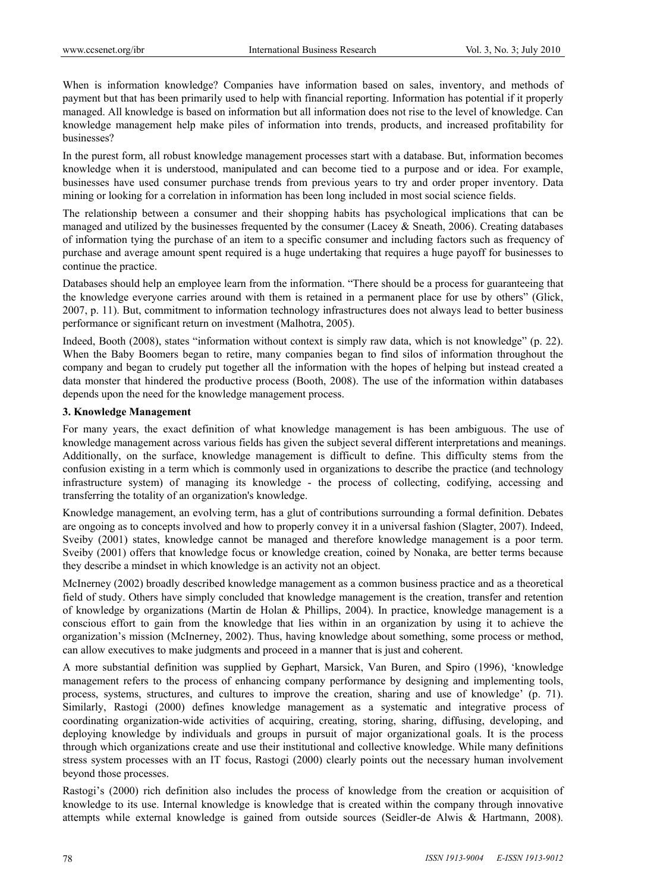When is information knowledge? Companies have information based on sales, inventory, and methods of payment but that has been primarily used to help with financial reporting. Information has potential if it properly managed. All knowledge is based on information but all information does not rise to the level of knowledge. Can knowledge management help make piles of information into trends, products, and increased profitability for businesses?

In the purest form, all robust knowledge management processes start with a database. But, information becomes knowledge when it is understood, manipulated and can become tied to a purpose and or idea. For example, businesses have used consumer purchase trends from previous years to try and order proper inventory. Data mining or looking for a correlation in information has been long included in most social science fields.

The relationship between a consumer and their shopping habits has psychological implications that can be managed and utilized by the businesses frequented by the consumer (Lacey & Sneath, 2006). Creating databases of information tying the purchase of an item to a specific consumer and including factors such as frequency of purchase and average amount spent required is a huge undertaking that requires a huge payoff for businesses to continue the practice.

Databases should help an employee learn from the information. "There should be a process for guaranteeing that the knowledge everyone carries around with them is retained in a permanent place for use by others" (Glick, 2007, p. 11). But, commitment to information technology infrastructures does not always lead to better business performance or significant return on investment (Malhotra, 2005).

Indeed, Booth (2008), states "information without context is simply raw data, which is not knowledge" (p. 22). When the Baby Boomers began to retire, many companies began to find silos of information throughout the company and began to crudely put together all the information with the hopes of helping but instead created a data monster that hindered the productive process (Booth, 2008). The use of the information within databases depends upon the need for the knowledge management process.

## 3. Knowledge Management

For many years, the exact definition of what knowledge management is has been ambiguous. The use of knowledge management across various fields has given the subject several different interpretations and meanings. Additionally, on the surface, knowledge management is difficult to define. This difficulty stems from the confusion existing in a term which is commonly used in organizations to describe the practice (and technology infrastructure system) of managing its knowledge - the process of collecting, codifying, accessing and transferring the totality of an organization's knowledge.

Knowledge management, an evolving term, has a glut of contributions surrounding a formal definition. Debates are ongoing as to concepts involved and how to properly convey it in a universal fashion (Slagter, 2007). Indeed, Sveiby (2001) states, knowledge cannot be managed and therefore knowledge management is a poor term. Sveiby (2001) offers that knowledge focus or knowledge creation, coined by Nonaka, are better terms because they describe a mindset in which knowledge is an activity not an object.

McInerney (2002) broadly described knowledge management as a common business practice and as a theoretical field of study. Others have simply concluded that knowledge management is the creation, transfer and retention of knowledge by organizations (Martin de Holan & Phillips, 2004). In practice, knowledge management is a conscious effort to gain from the knowledge that lies within in an organization by using it to achieve the organization's mission (McInerney, 2002). Thus, having knowledge about something, some process or method, can allow executives to make judgments and proceed in a manner that is just and coherent.

A more substantial definition was supplied by Gephart, Marsick, Van Buren, and Spiro (1996), 'knowledge management refers to the process of enhancing company performance by designing and implementing tools, process, systems, structures, and cultures to improve the creation, sharing and use of knowledge' (p. 71). Similarly, Rastogi (2000) defines knowledge management as a systematic and integrative process of coordinating organization-wide activities of acquiring, creating, storing, sharing, diffusing, developing, and deploying knowledge by individuals and groups in pursuit of major organizational goals. It is the process through which organizations create and use their institutional and collective knowledge. While many definitions stress system processes with an IT focus, Rastogi (2000) clearly points out the necessary human involvement beyond those processes.

Rastogi's (2000) rich definition also includes the process of knowledge from the creation or acquisition of knowledge to its use. Internal knowledge is knowledge that is created within the company through innovative attempts while external knowledge is gained from outside sources (Seidler-de Alwis & Hartmann, 2008).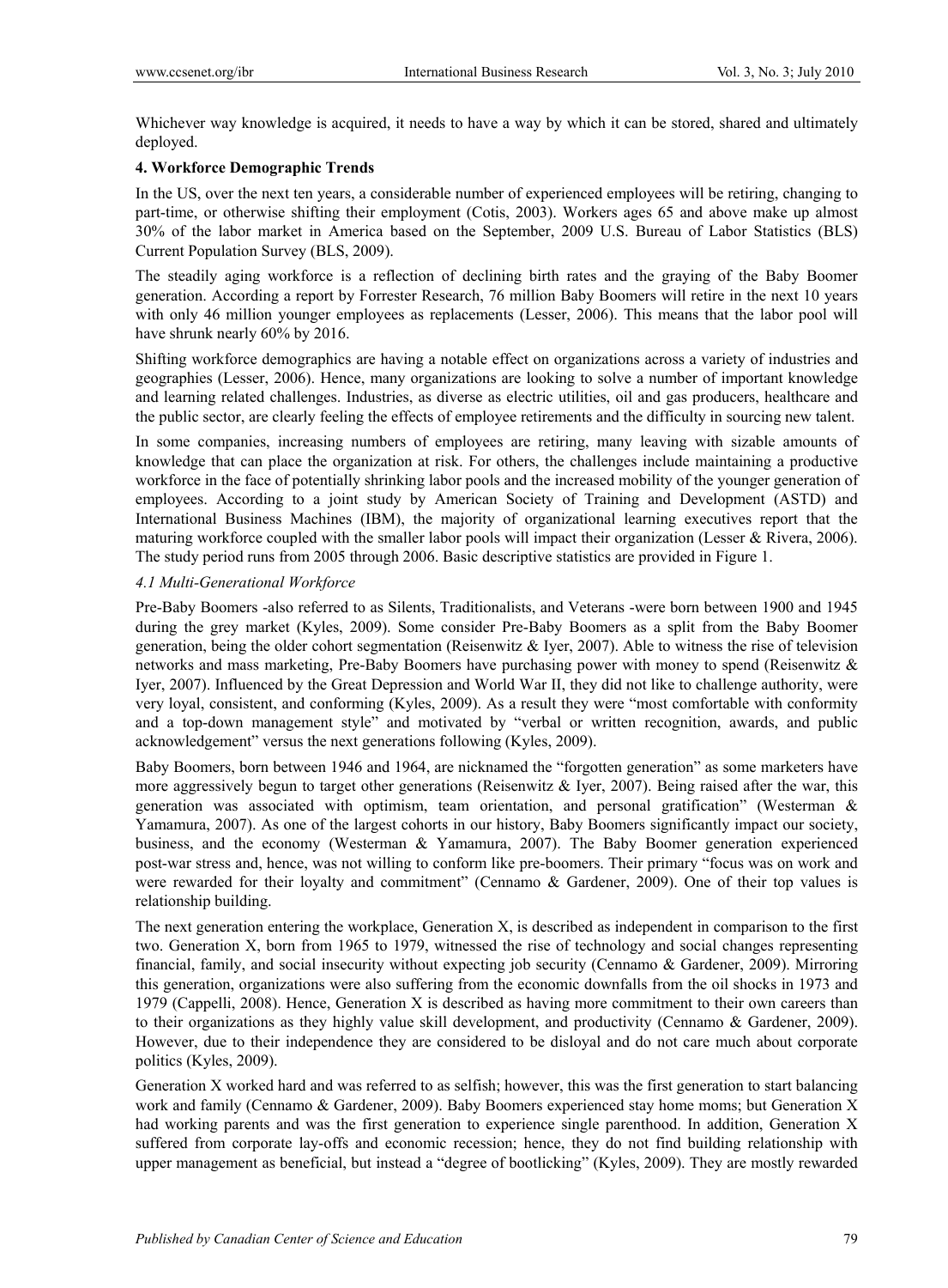Whichever way knowledge is acquired, it needs to have a way by which it can be stored, shared and ultimately deployed.

## 4. Workforce Demographic Trends

In the US, over the next ten years, a considerable number of experienced employees will be retiring, changing to part-time, or otherwise shifting their employment (Cotis, 2003). Workers ages 65 and above make up almost 30% of the labor market in America based on the September, 2009 U.S. Bureau of Labor Statistics (BLS) Current Population Survey (BLS, 2009).

The steadily aging workforce is a reflection of declining birth rates and the graying of the Baby Boomer generation. According a report by Forrester Research, 76 million Baby Boomers will retire in the next 10 years with only 46 million younger employees as replacements (Lesser, 2006). This means that the labor pool will have shrunk nearly 60% by 2016.

Shifting workforce demographics are having a notable effect on organizations across a variety of industries and geographies (Lesser, 2006). Hence, many organizations are looking to solve a number of important knowledge and learning related challenges. Industries, as diverse as electric utilities, oil and gas producers, healthcare and the public sector, are clearly feeling the effects of employee retirements and the difficulty in sourcing new talent.

In some companies, increasing numbers of employees are retiring, many leaving with sizable amounts of knowledge that can place the organization at risk. For others, the challenges include maintaining a productive workforce in the face of potentially shrinking labor pools and the increased mobility of the younger generation of employees. According to a joint study by American Society of Training and Development (ASTD) and International Business Machines (IBM), the majority of organizational learning executives report that the maturing workforce coupled with the smaller labor pools will impact their organization (Lesser & Rivera, 2006). The study period runs from 2005 through 2006. Basic descriptive statistics are provided in Figure 1.

### *4.1 Multi-Generational Workforce*

Pre-Baby Boomers -also referred to as Silents, Traditionalists, and Veterans -were born between 1900 and 1945 during the grey market (Kyles, 2009). Some consider Pre-Baby Boomers as a split from the Baby Boomer generation, being the older cohort segmentation (Reisenwitz & Iyer, 2007). Able to witness the rise of television networks and mass marketing, Pre-Baby Boomers have purchasing power with money to spend (Reisenwitz & Iyer, 2007). Influenced by the Great Depression and World War II, they did not like to challenge authority, were very loyal, consistent, and conforming (Kyles, 2009). As a result they were "most comfortable with conformity and a top-down management style" and motivated by "verbal or written recognition, awards, and public acknowledgement" versus the next generations following (Kyles, 2009).

Baby Boomers, born between 1946 and 1964, are nicknamed the "forgotten generation" as some marketers have more aggressively begun to target other generations (Reisenwitz & Iyer, 2007). Being raised after the war, this generation was associated with optimism, team orientation, and personal gratification" (Westerman & Yamamura, 2007). As one of the largest cohorts in our history, Baby Boomers significantly impact our society, business, and the economy (Westerman & Yamamura, 2007). The Baby Boomer generation experienced post-war stress and, hence, was not willing to conform like pre-boomers. Their primary "focus was on work and were rewarded for their loyalty and commitment" (Cennamo & Gardener, 2009). One of their top values is relationship building.

The next generation entering the workplace, Generation X, is described as independent in comparison to the first two. Generation X, born from 1965 to 1979, witnessed the rise of technology and social changes representing financial, family, and social insecurity without expecting job security (Cennamo & Gardener, 2009). Mirroring this generation, organizations were also suffering from the economic downfalls from the oil shocks in 1973 and 1979 (Cappelli, 2008). Hence, Generation X is described as having more commitment to their own careers than to their organizations as they highly value skill development, and productivity (Cennamo & Gardener, 2009). However, due to their independence they are considered to be disloyal and do not care much about corporate politics (Kyles, 2009).

Generation X worked hard and was referred to as selfish; however, this was the first generation to start balancing work and family (Cennamo & Gardener, 2009). Baby Boomers experienced stay home moms; but Generation X had working parents and was the first generation to experience single parenthood. In addition, Generation X suffered from corporate lay-offs and economic recession; hence, they do not find building relationship with upper management as beneficial, but instead a "degree of bootlicking" (Kyles, 2009). They are mostly rewarded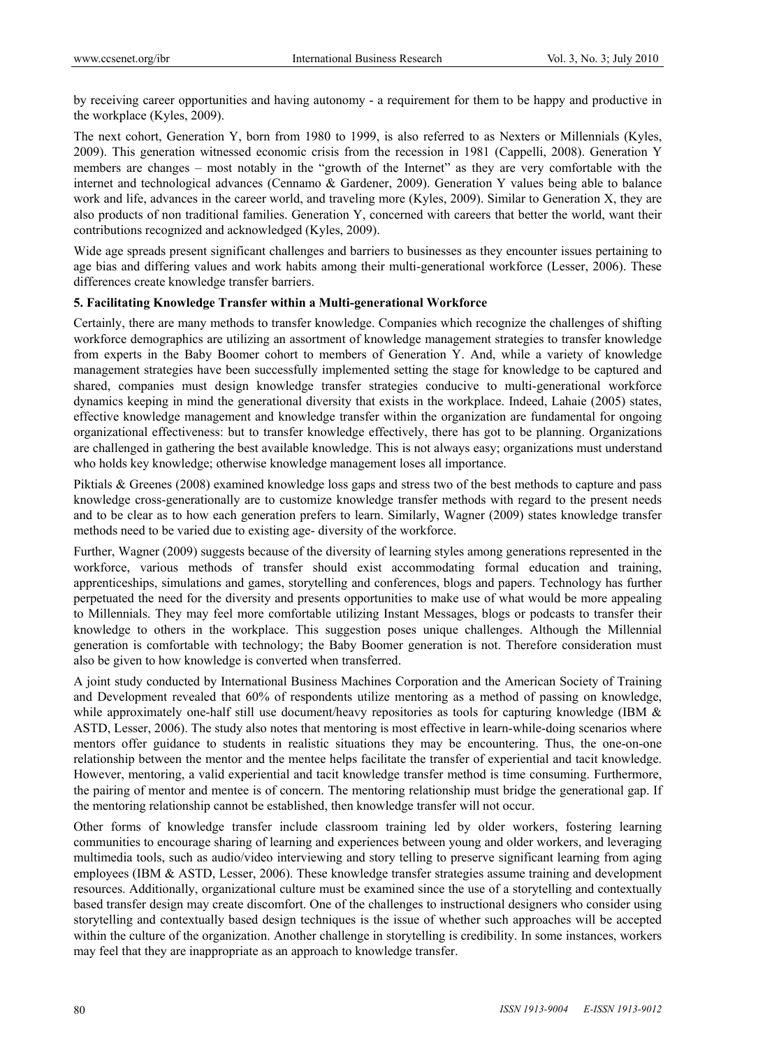by receiving career opportunities and having autonomy - a requirement for them to be happy and productive in the workplace (Kyles, 2009).

The next cohort, Generation Y, born from 1980 to 1999, is also referred to as Nexters or Millennials (Kyles, 2009). This generation witnessed economic crisis from the recession in 1981 (Cappelli, 2008). Generation Y members are changes – most notably in the "growth of the Internet" as they are very comfortable with the internet and technological advances (Cennamo & Gardener, 2009). Generation Y values being able to balance work and life, advances in the career world, and traveling more (Kyles, 2009). Similar to Generation X, they are also products of non traditional families. Generation Y, concerned with careers that better the world, want their contributions recognized and acknowledged (Kyles, 2009).

Wide age spreads present significant challenges and barriers to businesses as they encounter issues pertaining to age bias and differing values and work habits among their multi-generational workforce (Lesser, 2006). These differences create knowledge transfer barriers.

## 5. Facilitating Knowledge Transfer within a Multi-generational Workforce

Certainly, there are many methods to transfer knowledge. Companies which recognize the challenges of shifting workforce demographics are utilizing an assortment of knowledge management strategies to transfer knowledge from experts in the Baby Boomer cohort to members of Generation Y. And, while a variety of knowledge management strategies have been successfully implemented setting the stage for knowledge to be captured and shared, companies must design knowledge transfer strategies conducive to multi-generational workforce dynamics keeping in mind the generational diversity that exists in the workplace. Indeed, Lahaie (2005) states, effective knowledge management and knowledge transfer within the organization are fundamental for ongoing organizational effectiveness: but to transfer knowledge effectively, there has got to be planning. Organizations are challenged in gathering the best available knowledge. This is not always easy; organizations must understand who holds key knowledge; otherwise knowledge management loses all importance.

Piktials & Greenes (2008) examined knowledge loss gaps and stress two of the best methods to capture and pass knowledge cross-generationally are to customize knowledge transfer methods with regard to the present needs and to be clear as to how each generation prefers to learn. Similarly, Wagner (2009) states knowledge transfer methods need to be varied due to existing age- diversity of the workforce.

Further, Wagner (2009) suggests because of the diversity of learning styles among generations represented in the workforce, various methods of transfer should exist accommodating formal education and training, apprenticeships, simulations and games, storytelling and conferences, blogs and papers. Technology has further perpetuated the need for the diversity and presents opportunities to make use of what would be more appealing to Millennials. They may feel more comfortable utilizing Instant Messages, blogs or podcasts to transfer their knowledge to others in the workplace. This suggestion poses unique challenges. Although the Millennial generation is comfortable with technology; the Baby Boomer generation is not. Therefore consideration must also be given to how knowledge is converted when transferred.

A joint study conducted by International Business Machines Corporation and the American Society of Training and Development revealed that 60% of respondents utilize mentoring as a method of passing on knowledge, while approximately one-half still use document/heavy repositories as tools for capturing knowledge (IBM & ASTD, Lesser, 2006). The study also notes that mentoring is most effective in learn-while-doing scenarios where mentors offer guidance to students in realistic situations they may be encountering. Thus, the one-on-one relationship between the mentor and the mentee helps facilitate the transfer of experiential and tacit knowledge. However, mentoring, a valid experiential and tacit knowledge transfer method is time consuming. Furthermore, the pairing of mentor and mentee is of concern. The mentoring relationship must bridge the generational gap. If the mentoring relationship cannot be established, then knowledge transfer will not occur.

Other forms of knowledge transfer include classroom training led by older workers, fostering learning communities to encourage sharing of learning and experiences between young and older workers, and leveraging multimedia tools, such as audio/video interviewing and story telling to preserve significant learning from aging employees (IBM & ASTD, Lesser, 2006). These knowledge transfer strategies assume training and development resources. Additionally, organizational culture must be examined since the use of a storytelling and contextually based transfer design may create discomfort. One of the challenges to instructional designers who consider using storytelling and contextually based design techniques is the issue of whether such approaches will be accepted within the culture of the organization. Another challenge in storytelling is credibility. In some instances, workers may feel that they are inappropriate as an approach to knowledge transfer.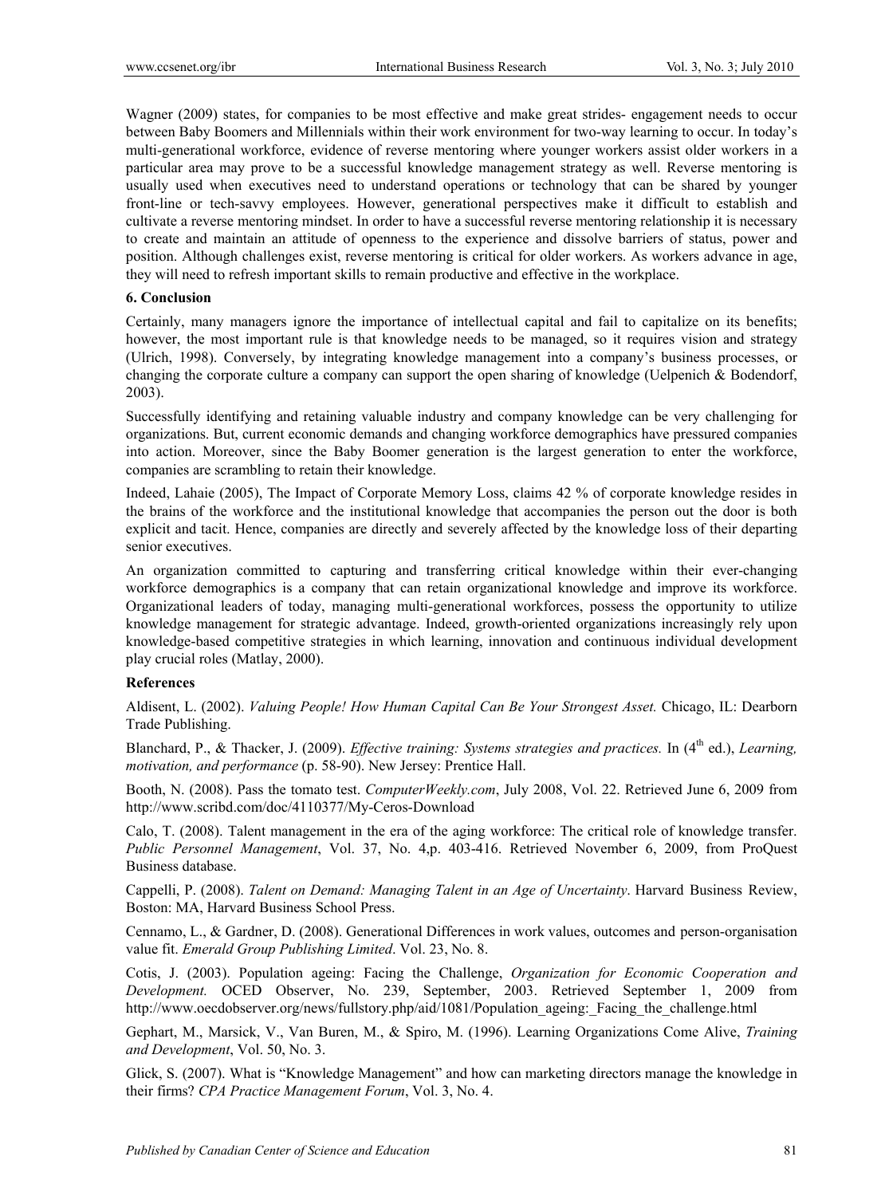Wagner (2009) states, for companies to be most effective and make great strides- engagement needs to occur between Baby Boomers and Millennials within their work environment for two-way learning to occur. In today's multi-generational workforce, evidence of reverse mentoring where younger workers assist older workers in a particular area may prove to be a successful knowledge management strategy as well. Reverse mentoring is usually used when executives need to understand operations or technology that can be shared by younger front-line or tech-savvy employees. However, generational perspectives make it difficult to establish and cultivate a reverse mentoring mindset. In order to have a successful reverse mentoring relationship it is necessary to create and maintain an attitude of openness to the experience and dissolve barriers of status, power and position. Although challenges exist, reverse mentoring is critical for older workers. As workers advance in age, they will need to refresh important skills to remain productive and effective in the workplace.

## 6. Conclusion

Certainly, many managers ignore the importance of intellectual capital and fail to capitalize on its benefits; however, the most important rule is that knowledge needs to be managed, so it requires vision and strategy (Ulrich, 1998). Conversely, by integrating knowledge management into a company's business processes, or changing the corporate culture a company can support the open sharing of knowledge (Uelpenich & Bodendorf, 2003).

Successfully identifying and retaining valuable industry and company knowledge can be very challenging for organizations. But, current economic demands and changing workforce demographics have pressured companies into action. Moreover, since the Baby Boomer generation is the largest generation to enter the workforce, companies are scrambling to retain their knowledge.

Indeed, Lahaie (2005), The Impact of Corporate Memory Loss, claims 42 % of corporate knowledge resides in the brains of the workforce and the institutional knowledge that accompanies the person out the door is both explicit and tacit. Hence, companies are directly and severely affected by the knowledge loss of their departing senior executives.

An organization committed to capturing and transferring critical knowledge within their ever-changing workforce demographics is a company that can retain organizational knowledge and improve its workforce. Organizational leaders of today, managing multi-generational workforces, possess the opportunity to utilize knowledge management for strategic advantage. Indeed, growth-oriented organizations increasingly rely upon knowledge-based competitive strategies in which learning, innovation and continuous individual development play crucial roles (Matlay, 2000).

## References

Aldisent, L. (2002). *Valuing People! How Human Capital Can Be Your Strongest Asset.* Chicago, IL: Dearborn Trade Publishing.

Blanchard, P., & Thacker, J. (2009). *Effective training: Systems strategies and practices.* In (4th ed.), *Learning, motivation, and performance* (p. 58-90). New Jersey: Prentice Hall.

Booth, N. (2008). Pass the tomato test. *ComputerWeekly.com*, July 2008, Vol. 22. Retrieved June 6, 2009 from http://www.scribd.com/doc/4110377/My-Ceros-Download

Calo, T. (2008). Talent management in the era of the aging workforce: The critical role of knowledge transfer. *Public Personnel Management*, Vol. 37, No. 4,p. 403-416. Retrieved November 6, 2009, from ProQuest Business database.

Cappelli, P. (2008). *Talent on Demand: Managing Talent in an Age of Uncertainty*. Harvard Business Review, Boston: MA, Harvard Business School Press.

Cennamo, L., & Gardner, D. (2008). Generational Differences in work values, outcomes and person-organisation value fit. *Emerald Group Publishing Limited*. Vol. 23, No. 8.

Cotis, J. (2003). Population ageing: Facing the Challenge, *Organization for Economic Cooperation and Development.* OCED Observer, No. 239, September, 2003. Retrieved September 1, 2009 from http://www.oecdobserver.org/news/fullstory.php/aid/1081/Population_ageing:_Facing_the_challenge.html

Gephart, M., Marsick, V., Van Buren, M., & Spiro, M. (1996). Learning Organizations Come Alive, *Training and Development*, Vol. 50, No. 3.

Glick, S. (2007). What is "Knowledge Management" and how can marketing directors manage the knowledge in their firms? *CPA Practice Management Forum*, Vol. 3, No. 4.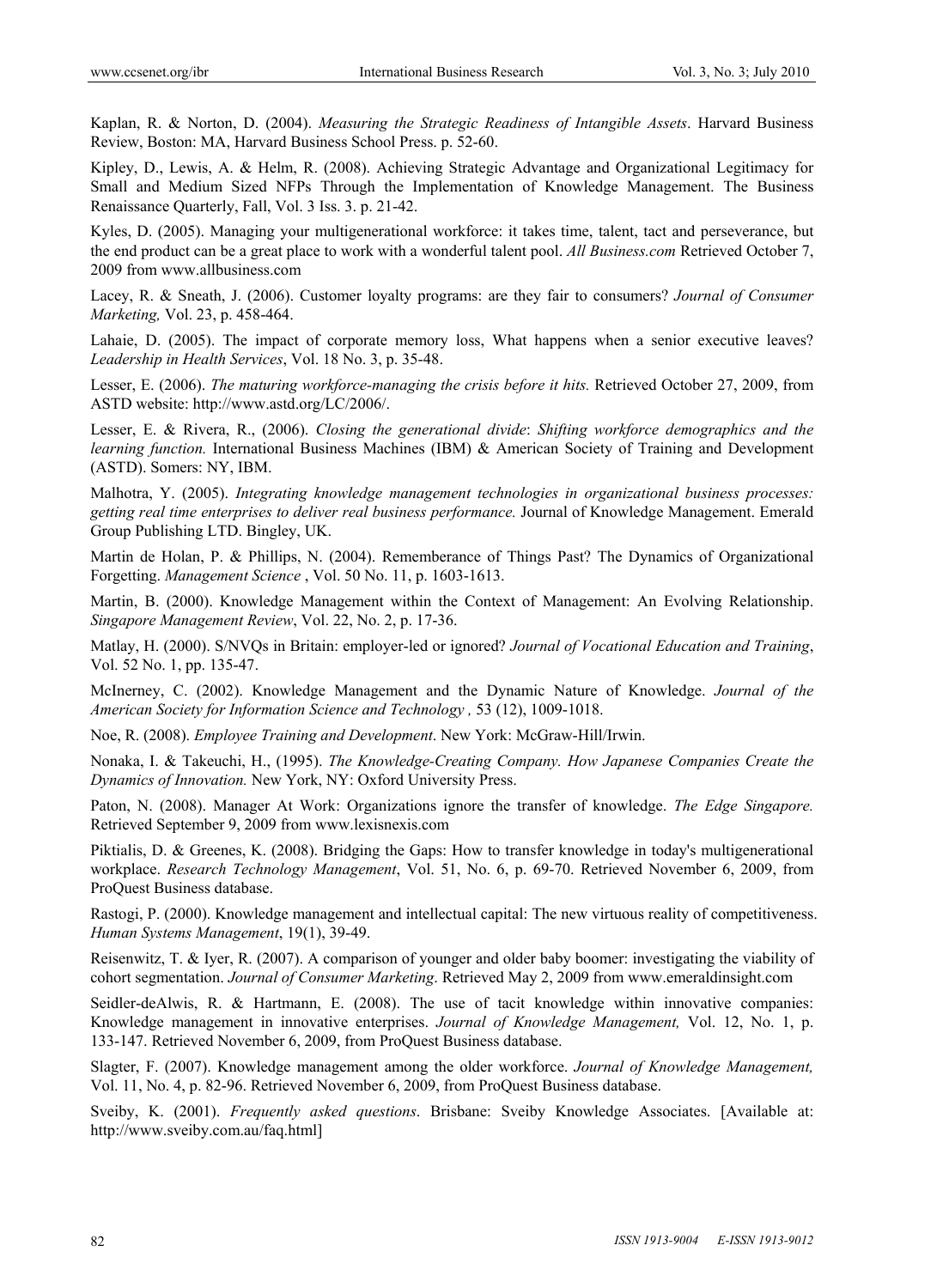Kaplan, R. & Norton, D. (2004). *Measuring the Strategic Readiness of Intangible Assets*. Harvard Business Review, Boston: MA, Harvard Business School Press. p. 52-60.

Kipley, D., Lewis, A. & Helm, R. (2008). Achieving Strategic Advantage and Organizational Legitimacy for Small and Medium Sized NFPs Through the Implementation of Knowledge Management. The Business Renaissance Quarterly, Fall, Vol. 3 Iss. 3. p. 21-42.

Kyles, D. (2005). Managing your multigenerational workforce: it takes time, talent, tact and perseverance, but the end product can be a great place to work with a wonderful talent pool. *All Business.com* Retrieved October 7, 2009 from www.allbusiness.com

Lacey, R. & Sneath, J. (2006). Customer loyalty programs: are they fair to consumers? *Journal of Consumer Marketing,* Vol. 23, p. 458-464.

Lahaie, D. (2005). The impact of corporate memory loss, What happens when a senior executive leaves? *Leadership in Health Services*, Vol. 18 No. 3, p. 35-48.

Lesser, E. (2006). *The maturing workforce-managing the crisis before it hits.* Retrieved October 27, 2009, from ASTD website: http://www.astd.org/LC/2006/.

Lesser, E. & Rivera, R., (2006). *Closing the generational divide*: *Shifting workforce demographics and the learning function.* International Business Machines (IBM) & American Society of Training and Development (ASTD). Somers: NY, IBM.

Malhotra, Y. (2005). *Integrating knowledge management technologies in organizational business processes: getting real time enterprises to deliver real business performance.* Journal of Knowledge Management. Emerald Group Publishing LTD. Bingley, UK.

Martin de Holan, P. & Phillips, N. (2004). Rememberance of Things Past? The Dynamics of Organizational Forgetting. *Management Science* , Vol. 50 No. 11, p. 1603-1613.

Martin, B. (2000). Knowledge Management within the Context of Management: An Evolving Relationship. *Singapore Management Review*, Vol. 22, No. 2, p. 17-36.

Matlay, H. (2000). S/NVQs in Britain: employer-led or ignored? *Journal of Vocational Education and Training*, Vol. 52 No. 1, pp. 135-47.

McInerney, C. (2002). Knowledge Management and the Dynamic Nature of Knowledge. *Journal of the American Society for Information Science and Technology ,* 53 (12), 1009-1018.

Noe, R. (2008). *Employee Training and Development*. New York: McGraw-Hill/Irwin.

Nonaka, I. & Takeuchi, H., (1995). *The Knowledge-Creating Company. How Japanese Companies Create the Dynamics of Innovation.* New York, NY: Oxford University Press.

Paton, N. (2008). Manager At Work: Organizations ignore the transfer of knowledge. *The Edge Singapore.* Retrieved September 9, 2009 from www.lexisnexis.com

Piktialis, D. & Greenes, K. (2008). Bridging the Gaps: How to transfer knowledge in today's multigenerational workplace. *Research Technology Management*, Vol. 51, No. 6, p. 69-70. Retrieved November 6, 2009, from ProQuest Business database.

Rastogi, P. (2000). Knowledge management and intellectual capital: The new virtuous reality of competitiveness. *Human Systems Management*, 19(1), 39-49.

Reisenwitz, T. & Iyer, R. (2007). A comparison of younger and older baby boomer: investigating the viability of cohort segmentation. *Journal of Consumer Marketing*. Retrieved May 2, 2009 from www.emeraldinsight.com

Seidler-deAlwis, R. & Hartmann, E. (2008). The use of tacit knowledge within innovative companies: Knowledge management in innovative enterprises. *Journal of Knowledge Management,* Vol. 12, No. 1, p. 133-147. Retrieved November 6, 2009, from ProQuest Business database.

Slagter, F. (2007). Knowledge management among the older workforce. *Journal of Knowledge Management,* Vol. 11, No. 4, p. 82-96. Retrieved November 6, 2009, from ProQuest Business database.

Sveiby, K. (2001). *Frequently asked questions*. Brisbane: Sveiby Knowledge Associates. [Available at: http://www.sveiby.com.au/faq.html]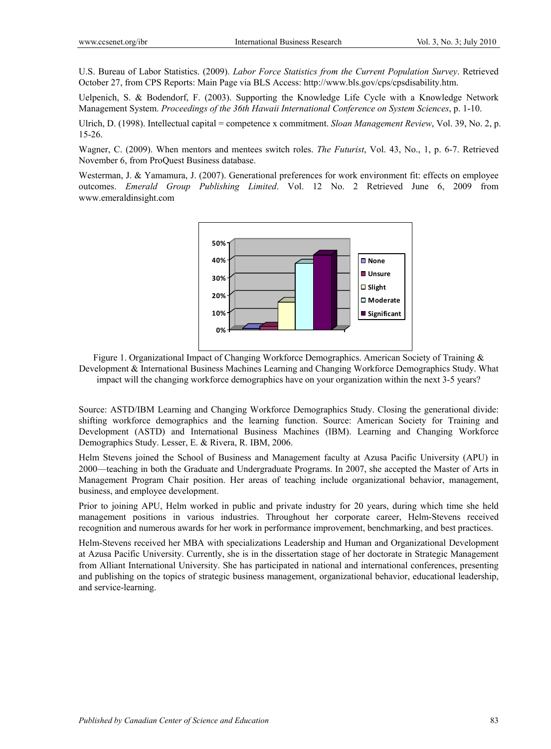U.S. Bureau of Labor Statistics. (2009). *Labor Force Statistics from the Current Population Survey*. Retrieved October 27, from CPS Reports: Main Page via BLS Access: http://www.bls.gov/cps/cpsdisability.htm.

Uelpenich, S. & Bodendorf, F. (2003). Supporting the Knowledge Life Cycle with a Knowledge Network Management System. *Proceedings of the 36th Hawaii International Conference on System Sciences*, p. 1-10.

Ulrich, D. (1998). Intellectual capital = competence x commitment. *Sloan Management Review*, Vol. 39, No. 2, p. 15-26.

Wagner, C. (2009). When mentors and mentees switch roles. *The Futurist*, Vol. 43, No., 1, p. 6-7. Retrieved November 6, from ProQuest Business database.

Westerman, J. & Yamamura, J. (2007). Generational preferences for work environment fit: effects on employee outcomes. *Emerald Group Publishing Limited*. Vol. 12 No. 2 Retrieved June 6, 2009 from www.emeraldinsight.com

50%
40%
30%
20%
10%
0%

None
Unsure
Slight
Moderate
Significant

Figure 1. Organizational Impact of Changing Workforce Demographics. American Society of Training & Development & International Business Machines Learning and Changing Workforce Demographics Study. What impact will the changing workforce demographics have on your organization within the next 3-5 years?

Source: ASTD/IBM Learning and Changing Workforce Demographics Study. Closing the generational divide: shifting workforce demographics and the learning function. Source: American Society for Training and Development (ASTD) and International Business Machines (IBM). Learning and Changing Workforce Demographics Study. Lesser, E. & Rivera, R. IBM, 2006.

Helm Stevens joined the School of Business and Management faculty at Azusa Pacific University (APU) in 2000—teaching in both the Graduate and Undergraduate Programs. In 2007, she accepted the Master of Arts in Management Program Chair position. Her areas of teaching include organizational behavior, management, business, and employee development.

Prior to joining APU, Helm worked in public and private industry for 20 years, during which time she held management positions in various industries. Throughout her corporate career, Helm-Stevens received recognition and numerous awards for her work in performance improvement, benchmarking, and best practices.

Helm-Stevens received her MBA with specializations Leadership and Human and Organizational Development at Azusa Pacific University. Currently, she is in the dissertation stage of her doctorate in Strategic Management from Alliant International University. She has participated in national and international conferences, presenting and publishing on the topics of strategic business management, organizational behavior, educational leadership, and service-learning.